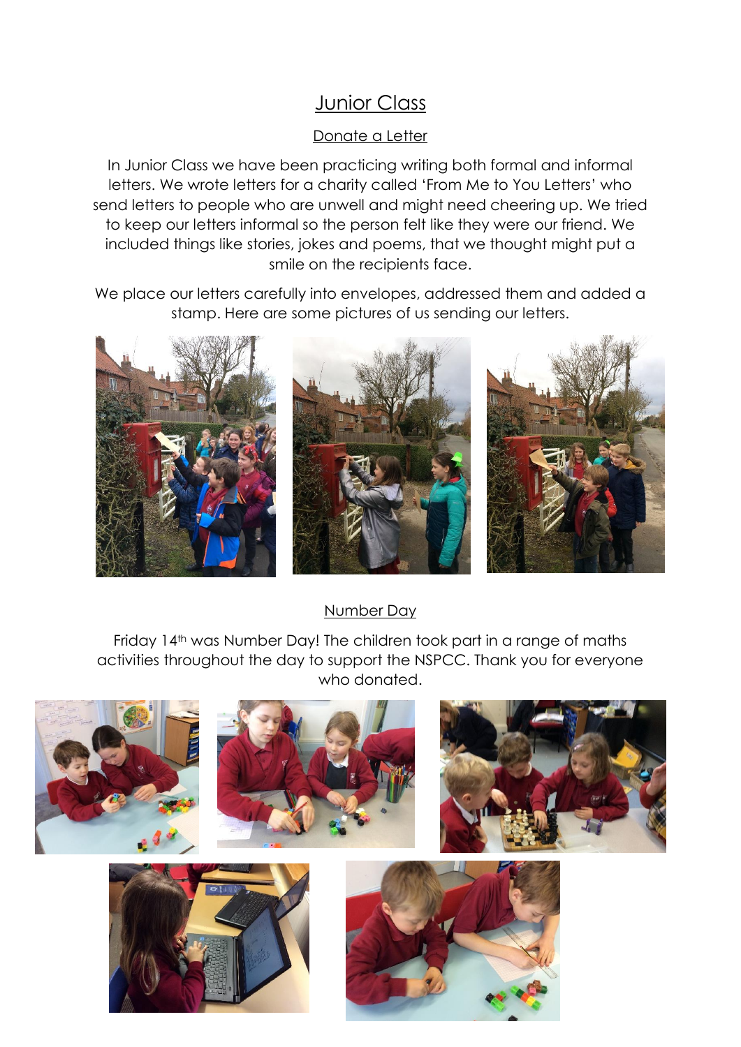# Junior Class

## Donate a Letter

In Junior Class we have been practicing writing both formal and informal letters. We wrote letters for a charity called 'From Me to You Letters' who send letters to people who are unwell and might need cheering up. We tried to keep our letters informal so the person felt like they were our friend. We included things like stories, jokes and poems, that we thought might put a smile on the recipients face.

We place our letters carefully into envelopes, addressed them and added a stamp. Here are some pictures of us sending our letters.

## Number Day

Friday 14th was Number Day! The children took part in a range of maths activities throughout the day to support the NSPCC. Thank you for everyone who donated.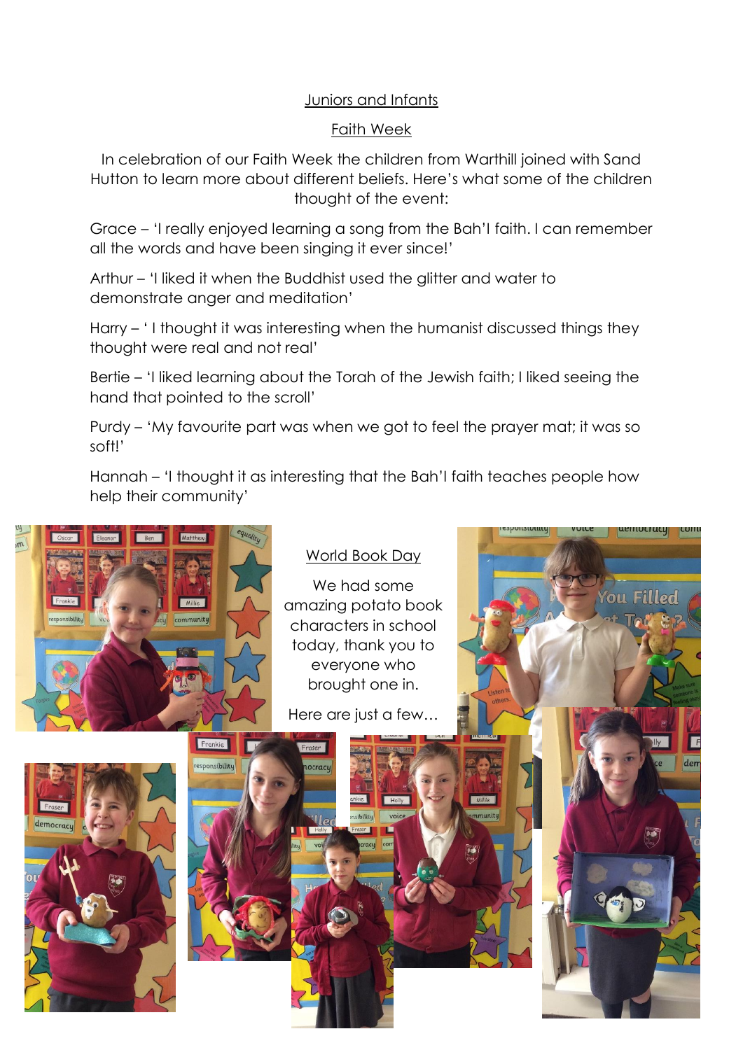## Juniors and Infants

### Faith Week

In celebration of our Faith Week the children from Warthill joined with Sand Hutton to learn more about different beliefs. Here's what some of the children thought of the event:

Grace – 'I really enjoyed learning a song from the Bah'I faith. I can remember all the words and have been singing it ever since!'

Arthur – 'I liked it when the Buddhist used the glitter and water to demonstrate anger and meditation'

Harry – ' I thought it was interesting when the humanist discussed things they thought were real and not real'

Bertie – 'I liked learning about the Torah of the Jewish faith; I liked seeing the hand that pointed to the scroll'

Purdy – 'My favourite part was when we got to feel the prayer mat; it was so soft!'

Hannah – 'I thought it as interesting that the Bah'I faith teaches people how help their community'

### World Book Day

We had some amazing potato book characters in school today, thank you to everyone who brought one in.

Here are just a few…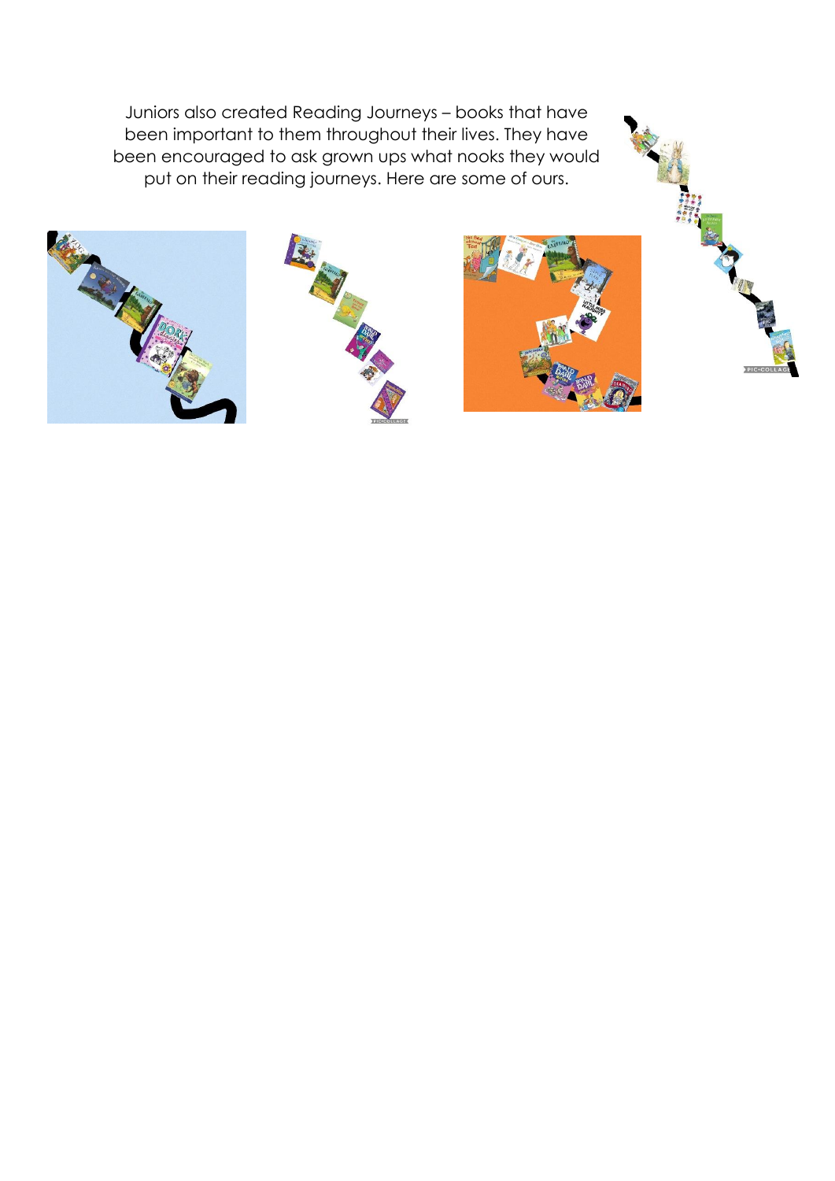Juniors also created Reading Journeys – books that have been important to them throughout their lives. They have been encouraged to ask grown ups what nooks they would put on their reading journeys. Here are some of ours.